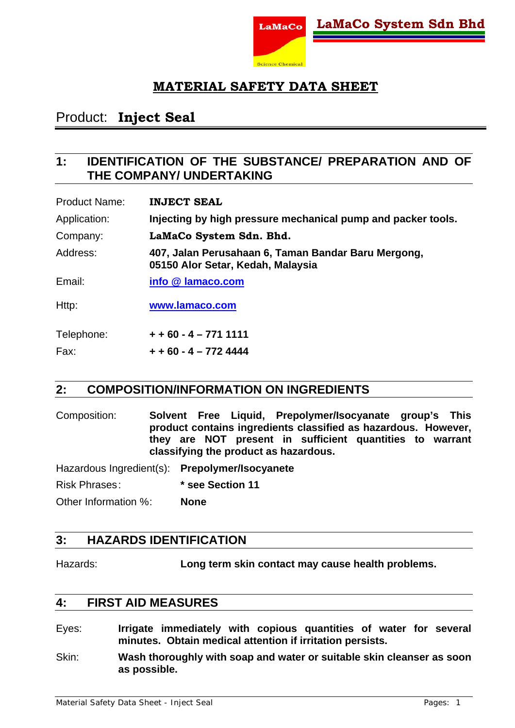LaMaCo System Sdn Bhd

# MATERIAL SAFETY DATA SHEET

## Product: **Inject Seal**

## 1: IDENTIFICATION OF THE SUBSTANCE/ PREPARATION AND OF THE COMPANY/ UNDERTAKING

| | |
|---|---|
| Product Name: | **INJECT SEAL** |
| Application: | **Injecting by high pressure mechanical pump and packer tools.** |
| Company: | **LaMaCo System Sdn. Bhd.** |
| Address: | **407, Jalan Perusahaan 6, Taman Bandar Baru Mergong, 05150 Alor Setar, Kedah, Malaysia** |
| Email: | **info @ lamaco.com** |
| Http: | **www.lamaco.com** |
| Telephone: | **+ + 60 - 4 – 771 1111** |
| Fax: | **+ + 60 - 4 – 772 4444** |

## 2: COMPOSITION/INFORMATION ON INGREDIENTS

Composition: **Solvent Free Liquid, Prepolymer/Isocyanate group's This product contains ingredients classified as hazardous. However, they are NOT present in sufficient quantities to warrant classifying the product as hazardous.**

Hazardous Ingredient(s): **Prepolymer/Isocyanete**

Risk Phrases: **\* see Section 11**

Other Information %: **None**

## 3: HAZARDS IDENTIFICATION

Hazards: **Long term skin contact may cause health problems.**

## 4: FIRST AID MEASURES

Eyes: **Irrigate immediately with copious quantities of water for several minutes. Obtain medical attention if irritation persists.**

Skin: **Wash thoroughly with soap and water or suitable skin cleanser as soon as possible.**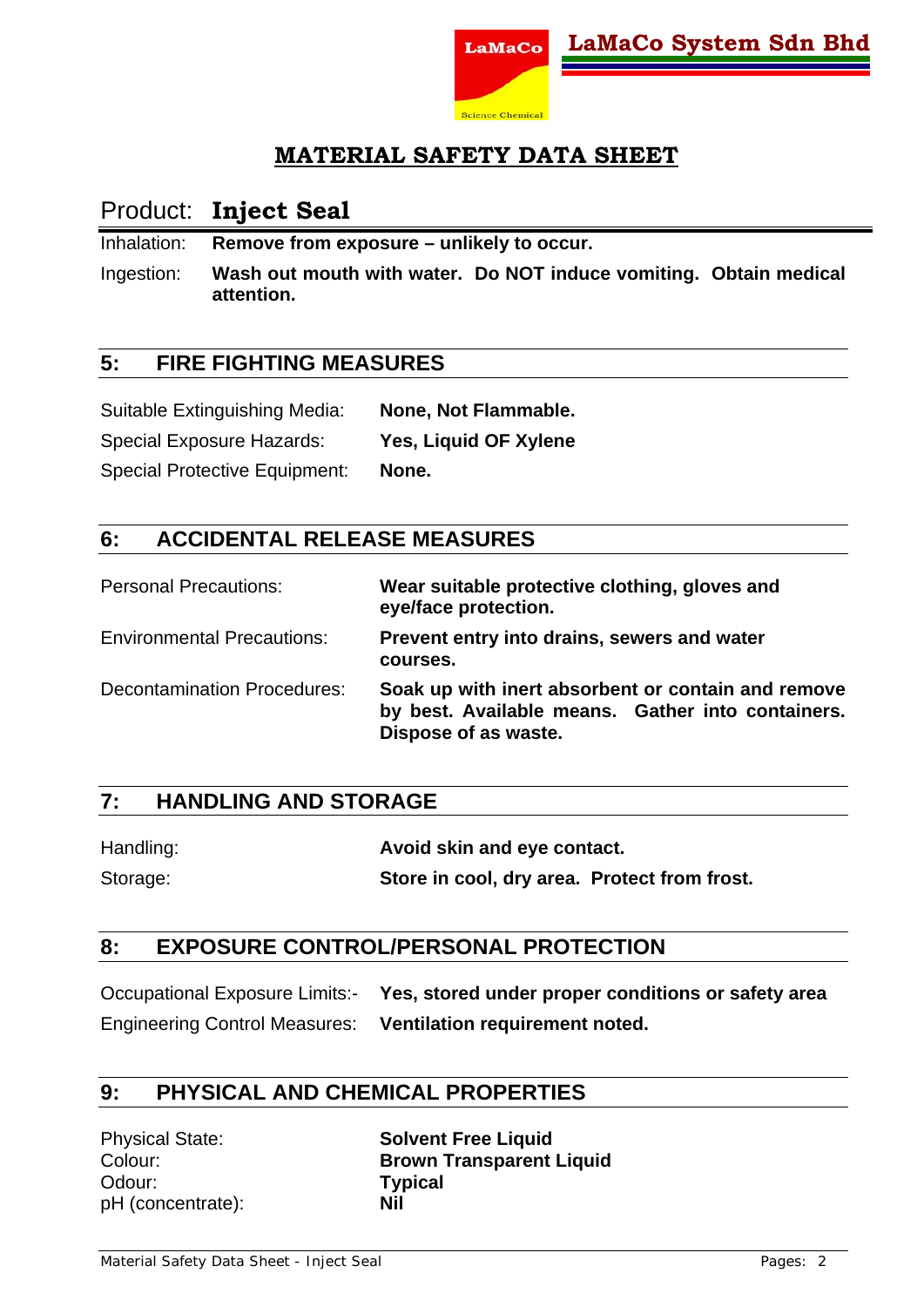## Product: **Inject Seal**

Inhalation: **Remove from exposure – unlikely to occur.**

Ingestion: **Wash out mouth with water. Do NOT induce vomiting. Obtain medical attention.**

## 5: FIRE FIGHTING MEASURES

Suitable Extinguishing Media: **None, Not Flammable.**

Special Exposure Hazards: **Yes, Liquid OF Xylene**

Special Protective Equipment: **None.**

## 6: ACCIDENTAL RELEASE MEASURES

Personal Precautions: **Wear suitable protective clothing, gloves and eye/face protection.**

Environmental Precautions: **Prevent entry into drains, sewers and water courses.**

Decontamination Procedures: **Soak up with inert absorbent or contain and remove by best. Available means. Gather into containers. Dispose of as waste.**

## 7: HANDLING AND STORAGE

Handling: **Avoid skin and eye contact.**

Storage: **Store in cool, dry area. Protect from frost.**

## 8: EXPOSURE CONTROL/PERSONAL PROTECTION

Occupational Exposure Limits:- **Yes, stored under proper conditions or safety area**

Engineering Control Measures: **Ventilation requirement noted.**

## 9: PHYSICAL AND CHEMICAL PROPERTIES

Physical State: **Solvent Free Liquid**
Colour: **Brown Transparent Liquid**
Odour: **Typical**
pH (concentrate): **Nil**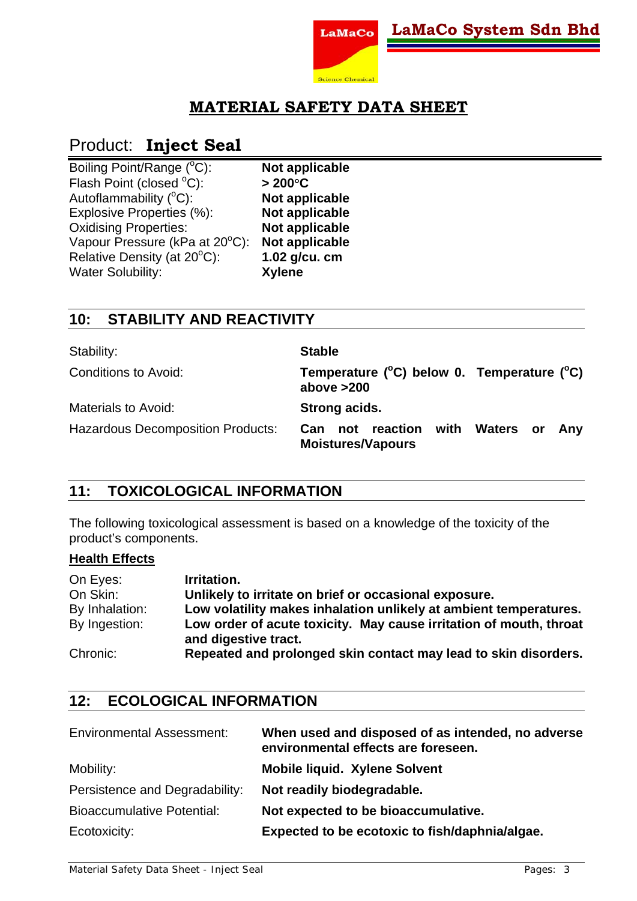MATERIAL SAFETY DATA SHEET

Product: **Inject Seal**

| | |
|---|---|
| Boiling Point/Range (°C): | **Not applicable** |
| Flash Point (closed °C): | **> 200°C** |
| Autoflammability (°C): | **Not applicable** |
| Explosive Properties (%): | **Not applicable** |
| Oxidising Properties: | **Not applicable** |
| Vapour Pressure (kPa at 20°C): | **Not applicable** |
| Relative Density (at 20°C): | **1.02 g/cu. cm** |
| Water Solubility: | **Xylene** |

## 10: STABILITY AND REACTIVITY

| | |
|---|---|
| Stability: | **Stable** |
| Conditions to Avoid: | **Temperature (°C) below 0. Temperature (°C) above >200** |
| Materials to Avoid: | **Strong acids.** |
| Hazardous Decomposition Products: | **Can not reaction with Waters or Any Moistures/Vapours** |

## 11: TOXICOLOGICAL INFORMATION

The following toxicological assessment is based on a knowledge of the toxicity of the product's components.

**Health Effects**

| | |
|---|---|
| On Eyes: | **Irritation.** |
| On Skin: | **Unlikely to irritate on brief or occasional exposure.** |
| By Inhalation: | **Low volatility makes inhalation unlikely at ambient temperatures.** |
| By Ingestion: | **Low order of acute toxicity. May cause irritation of mouth, throat and digestive tract.** |
| Chronic: | **Repeated and prolonged skin contact may lead to skin disorders.** |

## 12: ECOLOGICAL INFORMATION

| | |
|---|---|
| Environmental Assessment: | **When used and disposed of as intended, no adverse environmental effects are foreseen.** |
| Mobility: | **Mobile liquid. Xylene Solvent** |
| Persistence and Degradability: | **Not readily biodegradable.** |
| Bioaccumulative Potential: | **Not expected to be bioaccumulative.** |
| Ecotoxicity: | **Expected to be ecotoxic to fish/daphnia/algae.** |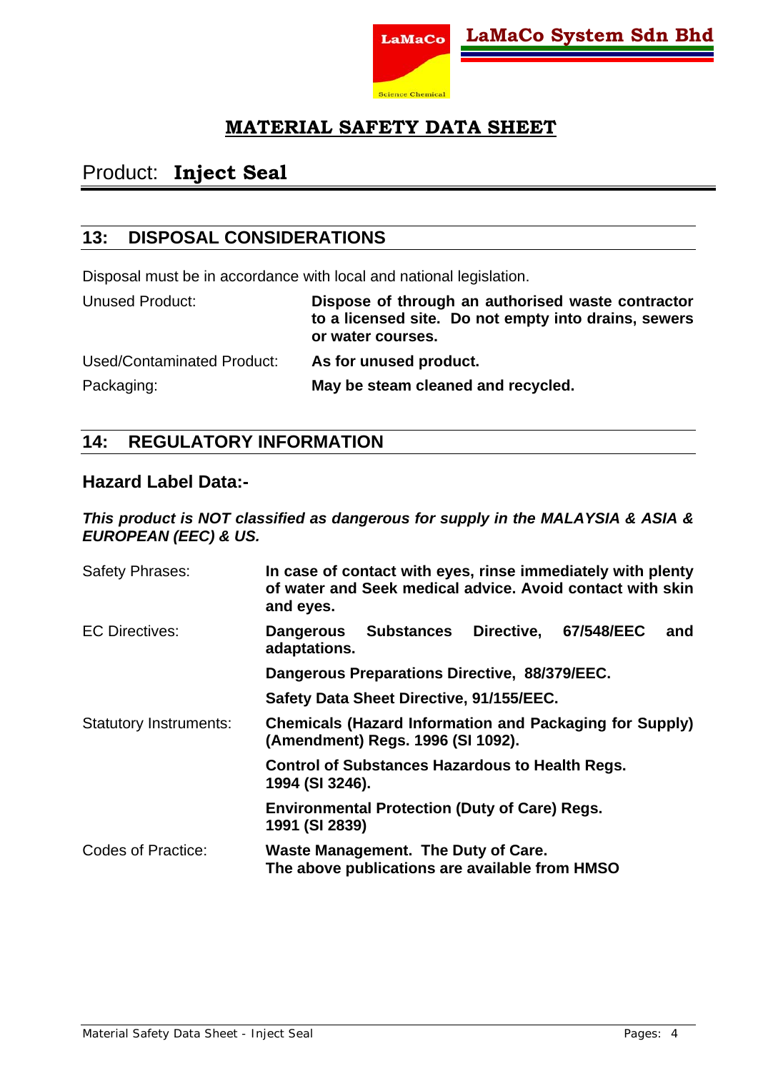# MATERIAL SAFETY DATA SHEET

## Product: **Inject Seal**

## 13: DISPOSAL CONSIDERATIONS

Disposal must be in accordance with local and national legislation.

| | |
|---|---|
| Unused Product: | **Dispose of through an authorised waste contractor to a licensed site. Do not empty into drains, sewers or water courses.** |
| Used/Contaminated Product: | **As for unused product.** |
| Packaging: | **May be steam cleaned and recycled.** |

## 14: REGULATORY INFORMATION

### Hazard Label Data:-

***This product is NOT classified as dangerous for supply in the MALAYSIA & ASIA & EUROPEAN (EEC) & US.***

| | |
|---|---|
| Safety Phrases: | **In case of contact with eyes, rinse immediately with plenty of water and Seek medical advice. Avoid contact with skin and eyes.** |
| EC Directives: | **Dangerous Substances Directive, 67/548/EEC and adaptations.** |
| | **Dangerous Preparations Directive, 88/379/EEC.** |
| | **Safety Data Sheet Directive, 91/155/EEC.** |
| Statutory Instruments: | **Chemicals (Hazard Information and Packaging for Supply) (Amendment) Regs. 1996 (SI 1092).** |
| | **Control of Substances Hazardous to Health Regs. 1994 (SI 3246).** |
| | **Environmental Protection (Duty of Care) Regs. 1991 (SI 2839)** |
| Codes of Practice: | **Waste Management. The Duty of Care. The above publications are available from HMSO** |